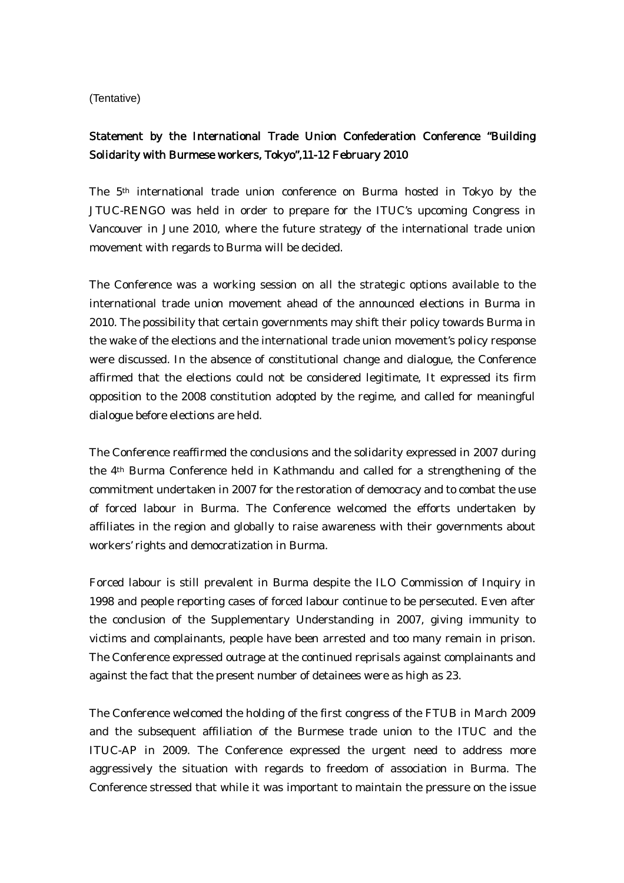(Tentative)

**Statement by the International Trade Union Confederation Conference "Building Solidarity with Burmese workers, Tokyo",11-12 February 2010**

The 5th international trade union conference on Burma hosted in Tokyo by the JTUC-RENGO was held in order to prepare for the ITUC's upcoming Congress in Vancouver in June 2010, where the future strategy of the international trade union movement with regards to Burma will be decided.

The Conference was a working session on all the strategic options available to the international trade union movement ahead of the announced elections in Burma in 2010. The possibility that certain governments may shift their policy towards Burma in the wake of the elections and the international trade union movement's policy response were discussed. In the absence of constitutional change and dialogue, the Conference affirmed that the elections could not be considered legitimate, It expressed its firm opposition to the 2008 constitution adopted by the regime, and called for meaningful dialogue before elections are held.

The Conference reaffirmed the conclusions and the solidarity expressed in 2007 during the 4th Burma Conference held in Kathmandu and called for a strengthening of the commitment undertaken in 2007 for the restoration of democracy and to combat the use of forced labour in Burma. The Conference welcomed the efforts undertaken by affiliates in the region and globally to raise awareness with their governments about workers' rights and democratization in Burma.

Forced labour is still prevalent in Burma despite the ILO Commission of Inquiry in 1998 and people reporting cases of forced labour continue to be persecuted. Even after the conclusion of the Supplementary Understanding in 2007, giving immunity to victims and complainants, people have been arrested and too many remain in prison. The Conference expressed outrage at the continued reprisals against complainants and against the fact that the present number of detainees were as high as 23.

The Conference welcomed the holding of the first congress of the FTUB in March 2009 and the subsequent affiliation of the Burmese trade union to the ITUC and the ITUC-AP in 2009. The Conference expressed the urgent need to address more aggressively the situation with regards to freedom of association in Burma. The Conference stressed that while it was important to maintain the pressure on the issue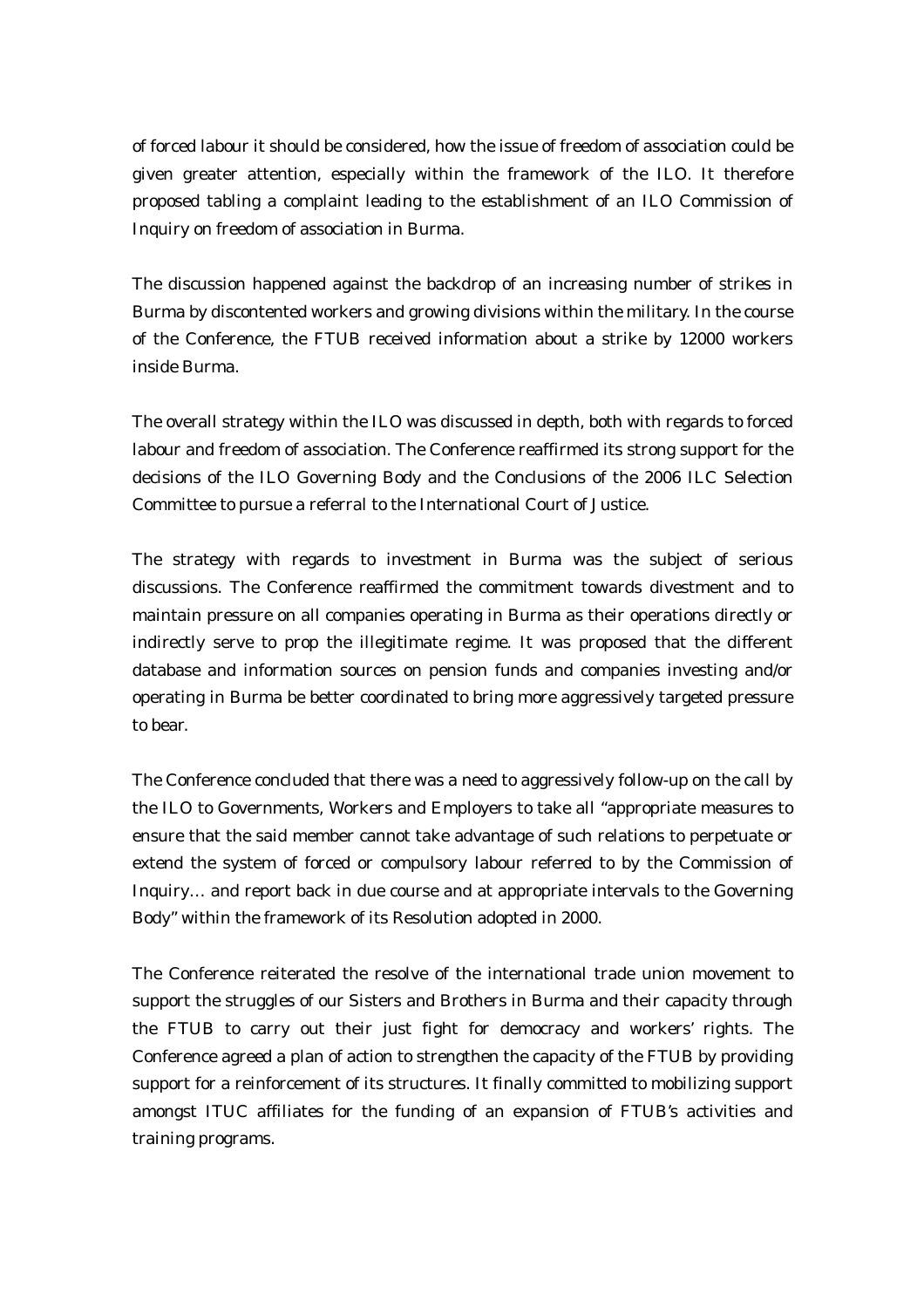of forced labour it should be considered, how the issue of freedom of association could be given greater attention, especially within the framework of the ILO. It therefore proposed tabling a complaint leading to the establishment of an ILO Commission of Inquiry on freedom of association in Burma.

The discussion happened against the backdrop of an increasing number of strikes in Burma by discontented workers and growing divisions within the military. In the course of the Conference, the FTUB received information about a strike by 12000 workers inside Burma.

The overall strategy within the ILO was discussed in depth, both with regards to forced labour and freedom of association. The Conference reaffirmed its strong support for the decisions of the ILO Governing Body and the Conclusions of the 2006 ILC Selection Committee to pursue a referral to the International Court of Justice.

The strategy with regards to investment in Burma was the subject of serious discussions. The Conference reaffirmed the commitment towards divestment and to maintain pressure on all companies operating in Burma as their operations directly or indirectly serve to prop the illegitimate regime. It was proposed that the different database and information sources on pension funds and companies investing and/or operating in Burma be better coordinated to bring more aggressively targeted pressure to bear.

The Conference concluded that there was a need to aggressively follow-up on the call by the ILO to Governments, Workers and Employers to take all "appropriate measures to ensure that the said member cannot take advantage of such relations to perpetuate or extend the system of forced or compulsory labour referred to by the Commission of Inquiry… and report back in due course and at appropriate intervals to the Governing Body" within the framework of its Resolution adopted in 2000.

The Conference reiterated the resolve of the international trade union movement to support the struggles of our Sisters and Brothers in Burma and their capacity through the FTUB to carry out their just fight for democracy and workers' rights. The Conference agreed a plan of action to strengthen the capacity of the FTUB by providing support for a reinforcement of its structures. It finally committed to mobilizing support amongst ITUC affiliates for the funding of an expansion of FTUB's activities and training programs.